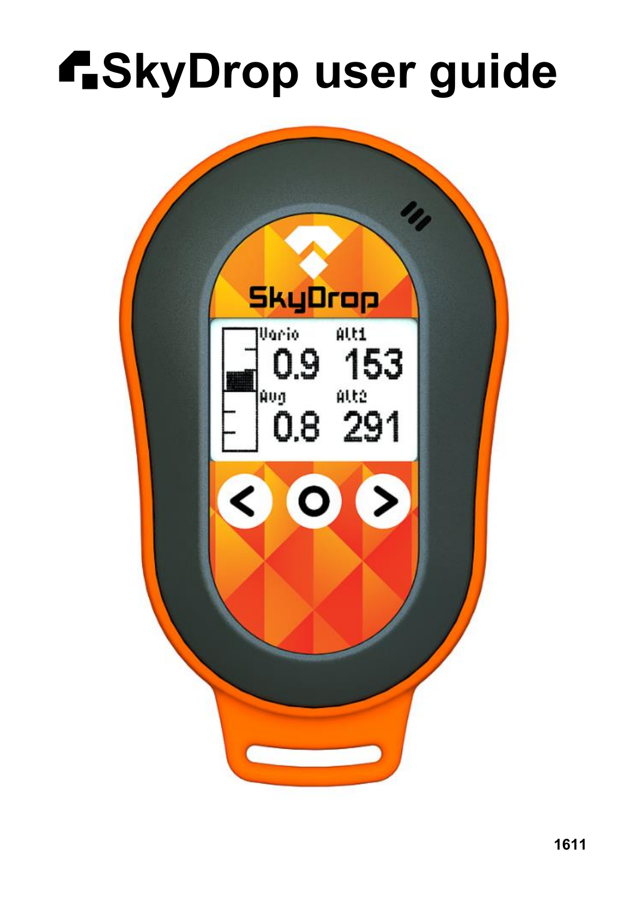# SkyDrop user guide

1611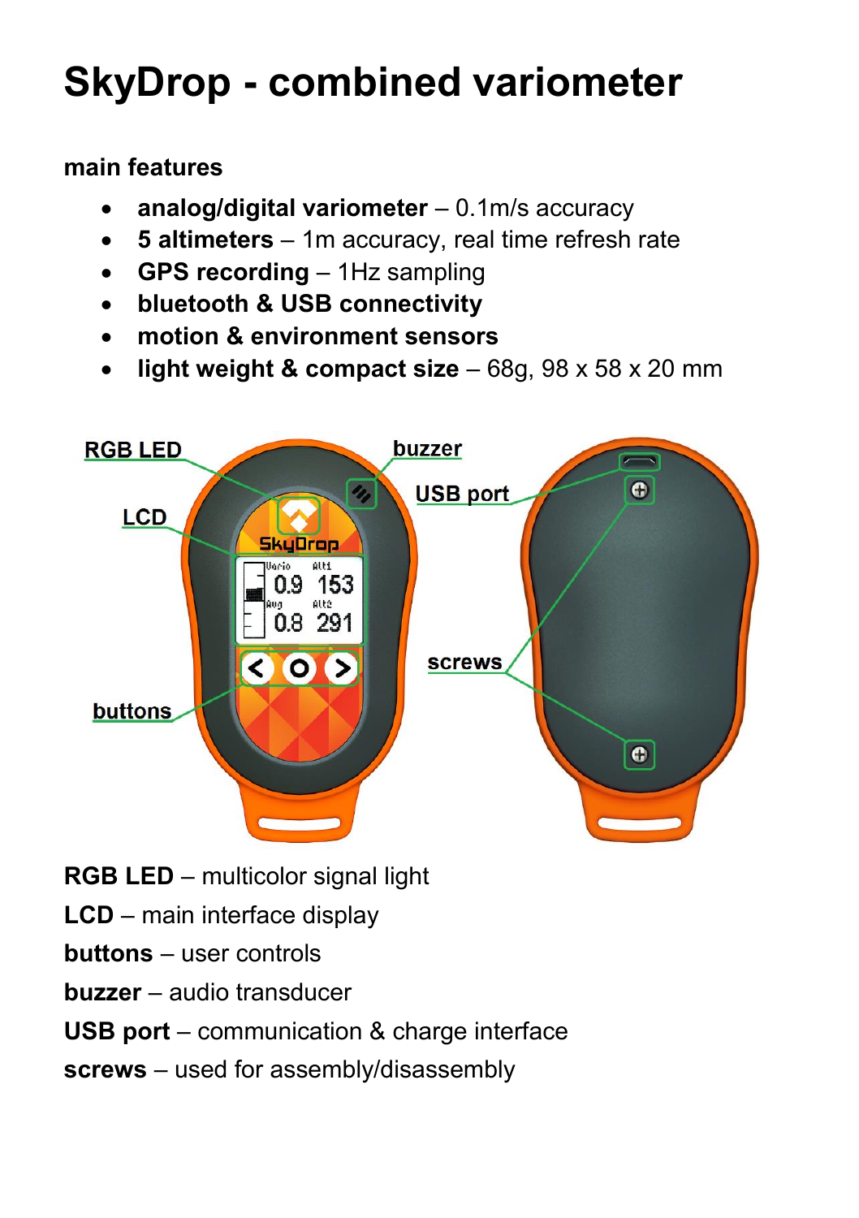# SkyDrop - combined variometer

**main features**

- **analog/digital variometer** – 0.1m/s accuracy
- **5 altimeters** – 1m accuracy, real time refresh rate
- **GPS recording** – 1Hz sampling
- **bluetooth & USB connectivity**
- **motion & environment sensors**
- **light weight & compact size** – 68g, 98 x 58 x 20 mm

**RGB LED** – multicolor signal light

**LCD** – main interface display

**buttons** – user controls

**buzzer** – audio transducer

**USB port** – communication & charge interface

**screws** – used for assembly/disassembly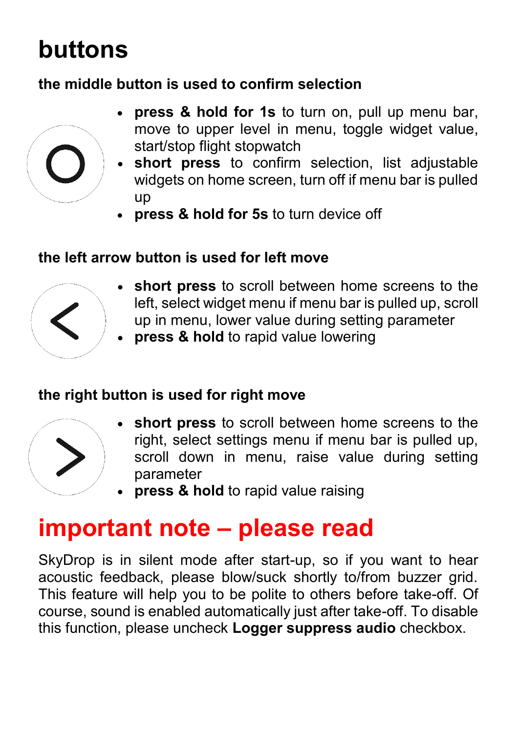# buttons

**the middle button is used to confirm selection**

- **press & hold for 1s** to turn on, pull up menu bar, move to upper level in menu, toggle widget value, start/stop flight stopwatch
- **short press** to confirm selection, list adjustable widgets on home screen, turn off if menu bar is pulled up
- **press & hold for 5s** to turn device off

**the left arrow button is used for left move**

- **short press** to scroll between home screens to the left, select widget menu if menu bar is pulled up, scroll up in menu, lower value during setting parameter
- **press & hold** to rapid value lowering

**the right button is used for right move**

- **short press** to scroll between home screens to the right, select settings menu if menu bar is pulled up, scroll down in menu, raise value during setting parameter
- **press & hold** to rapid value raising

# important note – please read

SkyDrop is in silent mode after start-up, so if you want to hear acoustic feedback, please blow/suck shortly to/from buzzer grid. This feature will help you to be polite to others before take-off. Of course, sound is enabled automatically just after take-off. To disable this function, please uncheck **Logger suppress audio** checkbox.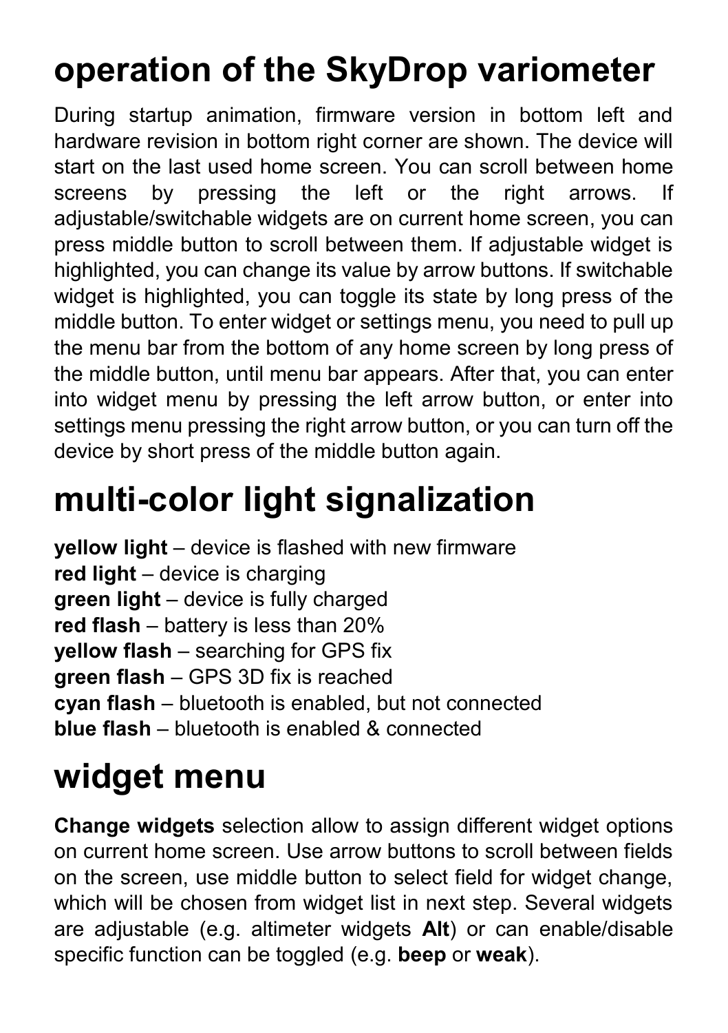# operation of the SkyDrop variometer

During startup animation, firmware version in bottom left and hardware revision in bottom right corner are shown. The device will start on the last used home screen. You can scroll between home screens by pressing the left or the right arrows. If adjustable/switchable widgets are on current home screen, you can press middle button to scroll between them. If adjustable widget is highlighted, you can change its value by arrow buttons. If switchable widget is highlighted, you can toggle its state by long press of the middle button. To enter widget or settings menu, you need to pull up the menu bar from the bottom of any home screen by long press of the middle button, until menu bar appears. After that, you can enter into widget menu by pressing the left arrow button, or enter into settings menu pressing the right arrow button, or you can turn off the device by short press of the middle button again.

# multi-color light signalization

**yellow light** – device is flashed with new firmware
**red light** – device is charging
**green light** – device is fully charged
**red flash** – battery is less than 20%
**yellow flash** – searching for GPS fix
**green flash** – GPS 3D fix is reached
**cyan flash** – bluetooth is enabled, but not connected
**blue flash** – bluetooth is enabled & connected

# widget menu

**Change widgets** selection allow to assign different widget options on current home screen. Use arrow buttons to scroll between fields on the screen, use middle button to select field for widget change, which will be chosen from widget list in next step. Several widgets are adjustable (e.g. altimeter widgets **Alt**) or can enable/disable specific function can be toggled (e.g. **beep** or **weak**).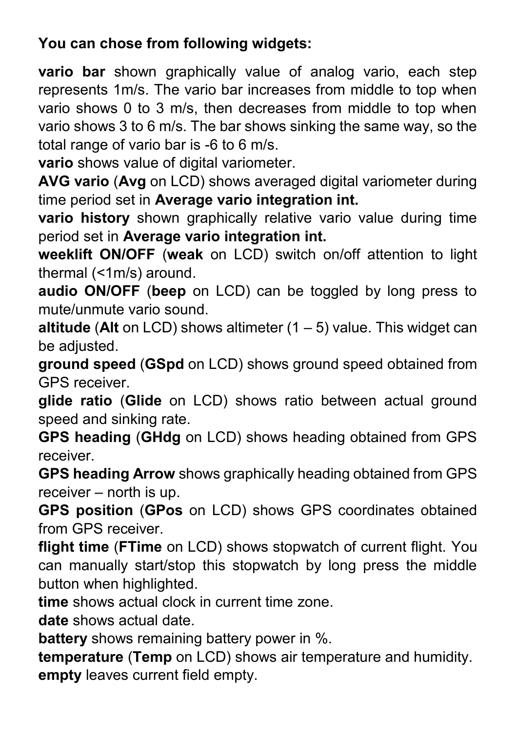**You can chose from following widgets:**

**vario bar** shown graphically value of analog vario, each step represents 1m/s. The vario bar increases from middle to top when vario shows 0 to 3 m/s, then decreases from middle to top when vario shows 3 to 6 m/s. The bar shows sinking the same way, so the total range of vario bar is -6 to 6 m/s.

**vario** shows value of digital variometer.

**AVG vario** (**Avg** on LCD) shows averaged digital variometer during time period set in **Average vario integration int.**

**vario history** shown graphically relative vario value during time period set in **Average vario integration int.**

**weeklift ON/OFF** (**weak** on LCD) switch on/off attention to light thermal (<1m/s) around.

**audio ON/OFF** (**beep** on LCD) can be toggled by long press to mute/unmute vario sound.

**altitude** (**Alt** on LCD) shows altimeter (1 – 5) value. This widget can be adjusted.

**ground speed** (**GSpd** on LCD) shows ground speed obtained from GPS receiver.

**glide ratio** (**Glide** on LCD) shows ratio between actual ground speed and sinking rate.

**GPS heading** (**GHdg** on LCD) shows heading obtained from GPS receiver.

**GPS heading Arrow** shows graphically heading obtained from GPS receiver – north is up.

**GPS position** (**GPos** on LCD) shows GPS coordinates obtained from GPS receiver.

**flight time** (**FTime** on LCD) shows stopwatch of current flight. You can manually start/stop this stopwatch by long press the middle button when highlighted.

**time** shows actual clock in current time zone.

**date** shows actual date.

**battery** shows remaining battery power in %.

**temperature** (**Temp** on LCD) shows air temperature and humidity.

**empty** leaves current field empty.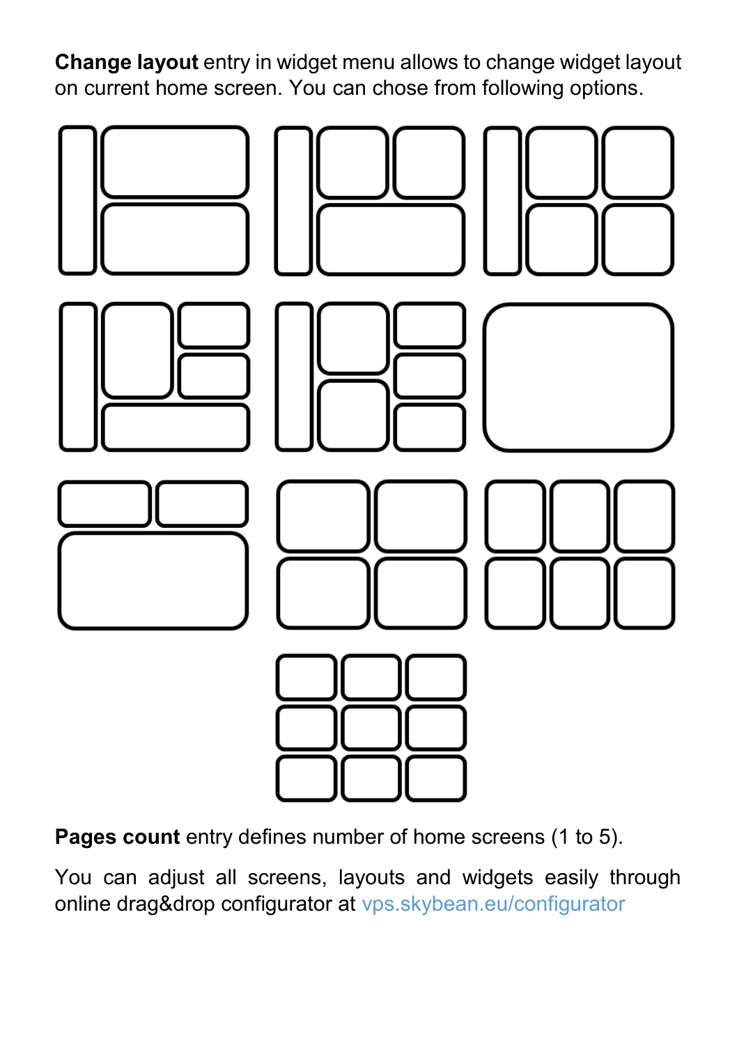**Change layout** entry in widget menu allows to change widget layout on current home screen. You can chose from following options.

**Pages count** entry defines number of home screens (1 to 5).

You can adjust all screens, layouts and widgets easily through online drag&drop configurator at vps.skybean.eu/configurator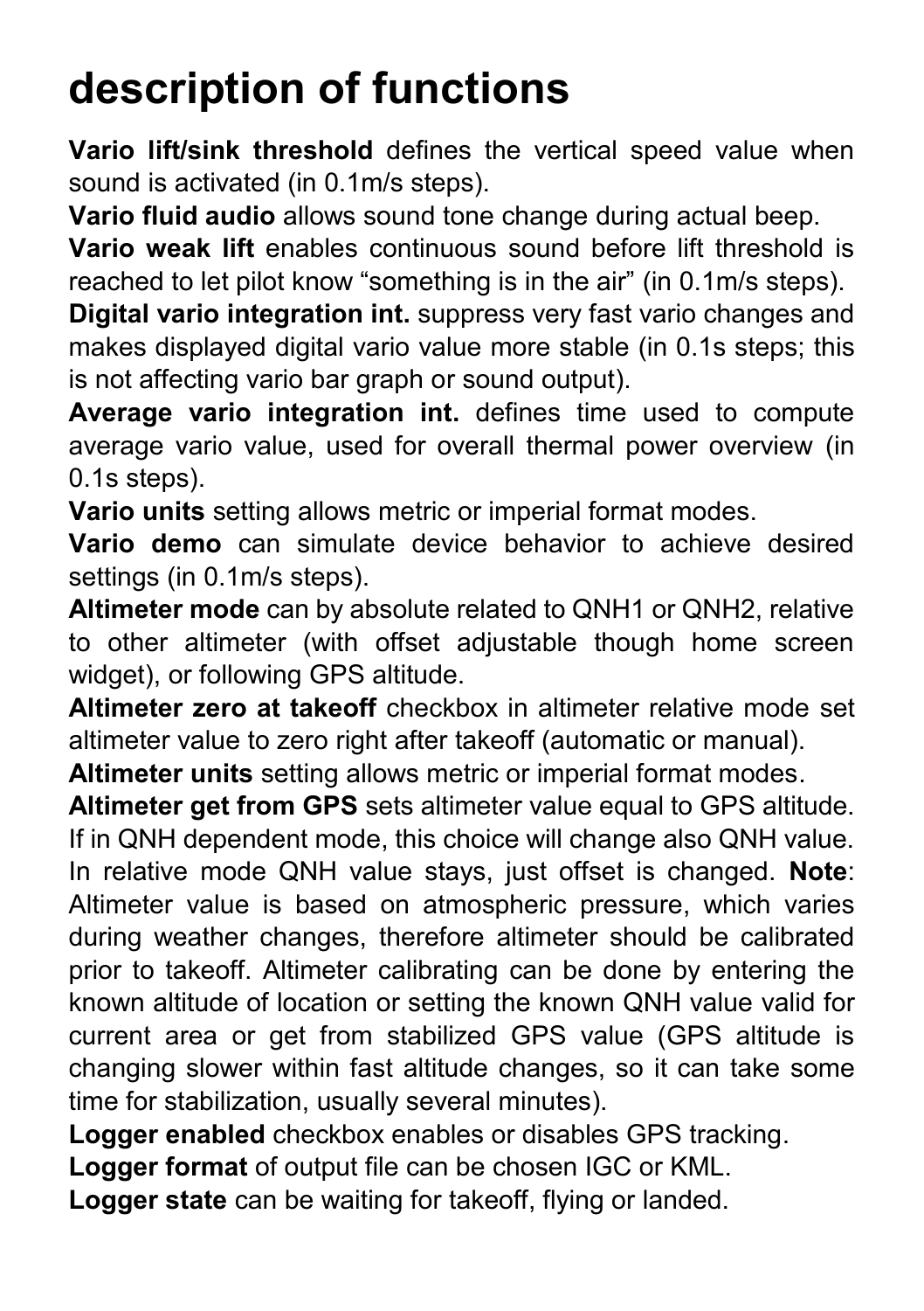# description of functions

**Vario lift/sink threshold** defines the vertical speed value when sound is activated (in 0.1m/s steps).

**Vario fluid audio** allows sound tone change during actual beep.

**Vario weak lift** enables continuous sound before lift threshold is reached to let pilot know "something is in the air" (in 0.1m/s steps).

**Digital vario integration int.** suppress very fast vario changes and makes displayed digital vario value more stable (in 0.1s steps; this is not affecting vario bar graph or sound output).

**Average vario integration int.** defines time used to compute average vario value, used for overall thermal power overview (in 0.1s steps).

**Vario units** setting allows metric or imperial format modes.

**Vario demo** can simulate device behavior to achieve desired settings (in 0.1m/s steps).

**Altimeter mode** can by absolute related to QNH1 or QNH2, relative to other altimeter (with offset adjustable though home screen widget), or following GPS altitude.

**Altimeter zero at takeoff** checkbox in altimeter relative mode set altimeter value to zero right after takeoff (automatic or manual).

**Altimeter units** setting allows metric or imperial format modes.

**Altimeter get from GPS** sets altimeter value equal to GPS altitude. If in QNH dependent mode, this choice will change also QNH value. In relative mode QNH value stays, just offset is changed. **Note**: Altimeter value is based on atmospheric pressure, which varies during weather changes, therefore altimeter should be calibrated prior to takeoff. Altimeter calibrating can be done by entering the known altitude of location or setting the known QNH value valid for current area or get from stabilized GPS value (GPS altitude is changing slower within fast altitude changes, so it can take some time for stabilization, usually several minutes).

**Logger enabled** checkbox enables or disables GPS tracking.

**Logger format** of output file can be chosen IGC or KML.

**Logger state** can be waiting for takeoff, flying or landed.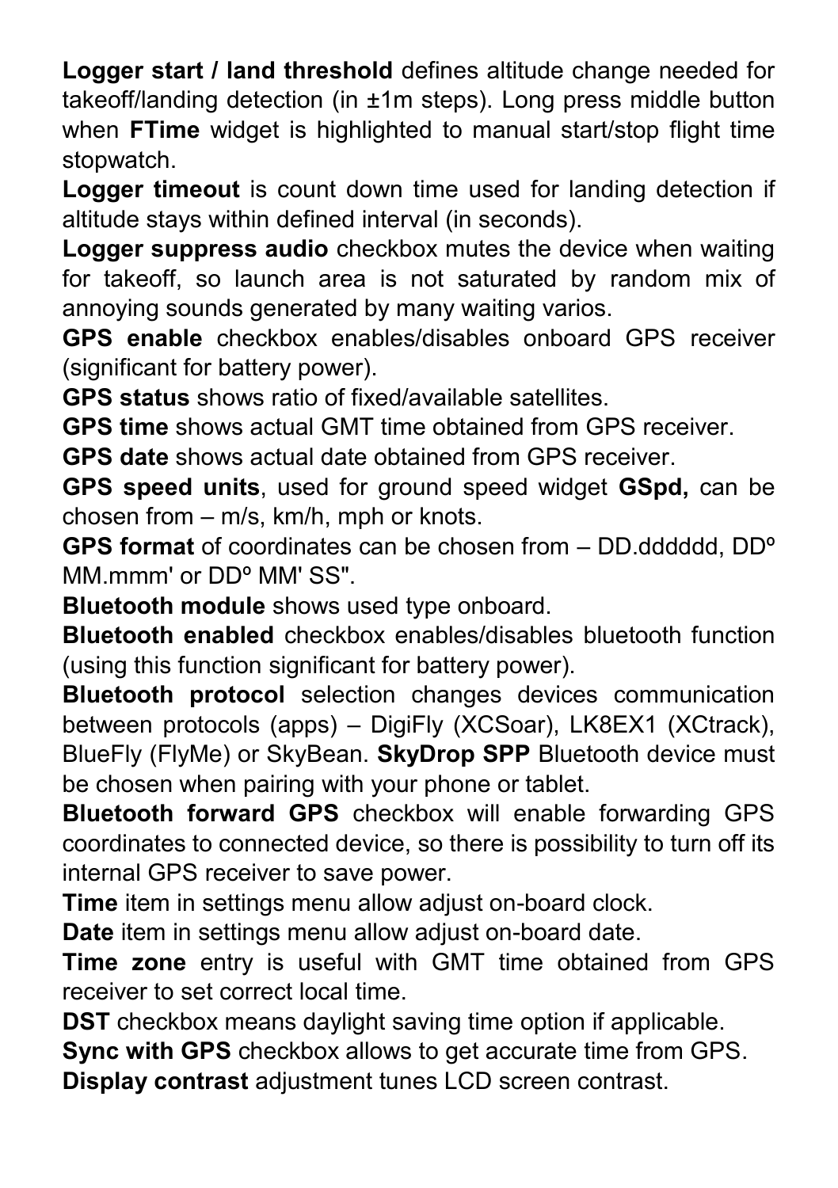**Logger start / land threshold** defines altitude change needed for takeoff/landing detection (in ±1m steps). Long press middle button when **FTime** widget is highlighted to manual start/stop flight time stopwatch.

**Logger timeout** is count down time used for landing detection if altitude stays within defined interval (in seconds).

**Logger suppress audio** checkbox mutes the device when waiting for takeoff, so launch area is not saturated by random mix of annoying sounds generated by many waiting varios.

**GPS enable** checkbox enables/disables onboard GPS receiver (significant for battery power).

**GPS status** shows ratio of fixed/available satellites.

**GPS time** shows actual GMT time obtained from GPS receiver.

**GPS date** shows actual date obtained from GPS receiver.

**GPS speed units**, used for ground speed widget **GSpd,** can be chosen from – m/s, km/h, mph or knots.

**GPS format** of coordinates can be chosen from – DD.dddddd, DDº MM.mmm' or DDº MM' SS".

**Bluetooth module** shows used type onboard.

**Bluetooth enabled** checkbox enables/disables bluetooth function (using this function significant for battery power).

**Bluetooth protocol** selection changes devices communication between protocols (apps) – DigiFly (XCSoar), LK8EX1 (XCtrack), BlueFly (FlyMe) or SkyBean. **SkyDrop SPP** Bluetooth device must be chosen when pairing with your phone or tablet.

**Bluetooth forward GPS** checkbox will enable forwarding GPS coordinates to connected device, so there is possibility to turn off its internal GPS receiver to save power.

**Time** item in settings menu allow adjust on-board clock.

**Date** item in settings menu allow adjust on-board date.

**Time zone** entry is useful with GMT time obtained from GPS receiver to set correct local time.

**DST** checkbox means daylight saving time option if applicable.

**Sync with GPS** checkbox allows to get accurate time from GPS.

**Display contrast** adjustment tunes LCD screen contrast.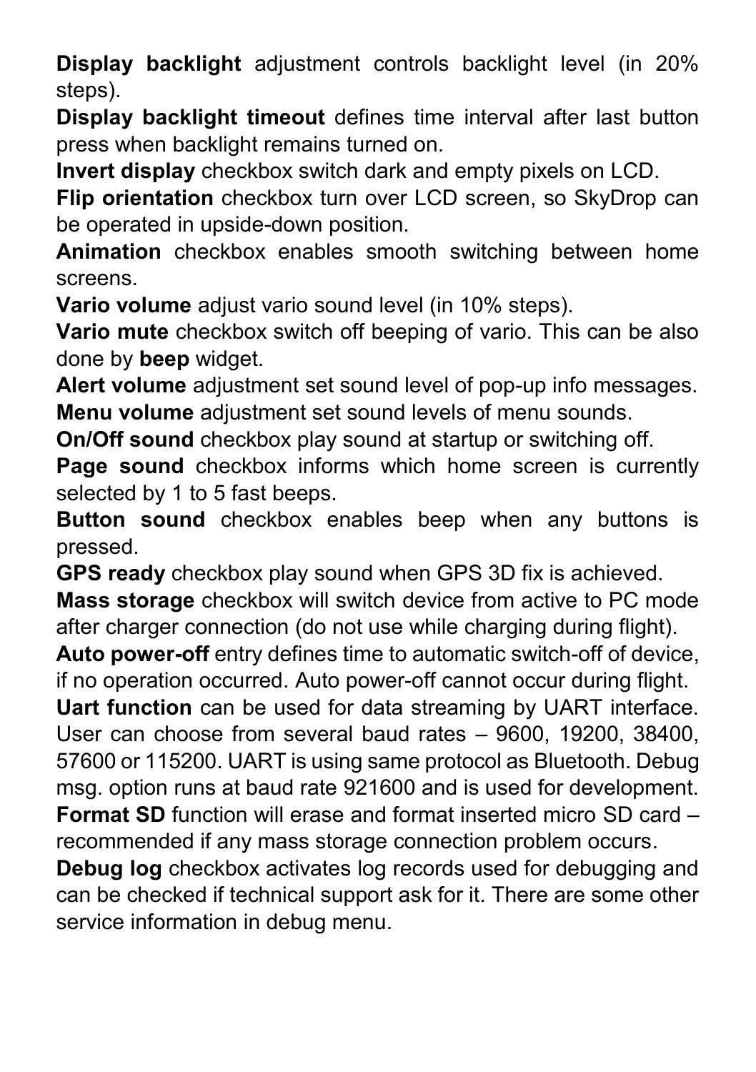**Display backlight** adjustment controls backlight level (in 20% steps).

**Display backlight timeout** defines time interval after last button press when backlight remains turned on.

**Invert display** checkbox switch dark and empty pixels on LCD.

**Flip orientation** checkbox turn over LCD screen, so SkyDrop can be operated in upside-down position.

**Animation** checkbox enables smooth switching between home screens.

**Vario volume** adjust vario sound level (in 10% steps).

**Vario mute** checkbox switch off beeping of vario. This can be also done by **beep** widget.

**Alert volume** adjustment set sound level of pop-up info messages.

**Menu volume** adjustment set sound levels of menu sounds.

**On/Off sound** checkbox play sound at startup or switching off.

**Page sound** checkbox informs which home screen is currently selected by 1 to 5 fast beeps.

**Button sound** checkbox enables beep when any buttons is pressed.

**GPS ready** checkbox play sound when GPS 3D fix is achieved.

**Mass storage** checkbox will switch device from active to PC mode after charger connection (do not use while charging during flight).

**Auto power-off** entry defines time to automatic switch-off of device, if no operation occurred. Auto power-off cannot occur during flight.

**Uart function** can be used for data streaming by UART interface. User can choose from several baud rates – 9600, 19200, 38400, 57600 or 115200. UART is using same protocol as Bluetooth. Debug msg. option runs at baud rate 921600 and is used for development.

**Format SD** function will erase and format inserted micro SD card – recommended if any mass storage connection problem occurs.

**Debug log** checkbox activates log records used for debugging and can be checked if technical support ask for it. There are some other service information in debug menu.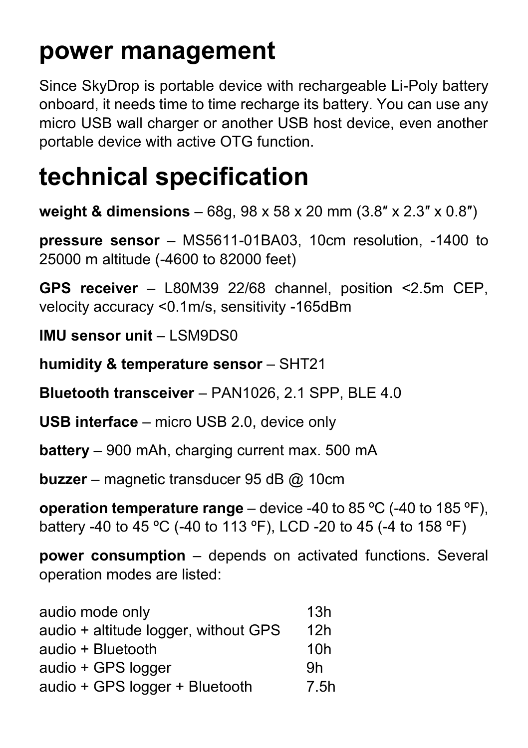# power management

Since SkyDrop is portable device with rechargeable Li-Poly battery onboard, it needs time to time recharge its battery. You can use any micro USB wall charger or another USB host device, even another portable device with active OTG function.

# technical specification

**weight & dimensions** – 68g, 98 x 58 x 20 mm (3.8″ x 2.3″ x 0.8″)

**pressure sensor** – MS5611-01BA03, 10cm resolution, -1400 to 25000 m altitude (-4600 to 82000 feet)

**GPS receiver** – L80M39 22/68 channel, position <2.5m CEP, velocity accuracy <0.1m/s, sensitivity -165dBm

**IMU sensor unit** – LSM9DS0

**humidity & temperature sensor** – SHT21

**Bluetooth transceiver** – PAN1026, 2.1 SPP, BLE 4.0

**USB interface** – micro USB 2.0, device only

**battery** – 900 mAh, charging current max. 500 mA

**buzzer** – magnetic transducer 95 dB @ 10cm

**operation temperature range** – device -40 to 85 ºC (-40 to 185 ºF), battery -40 to 45 ºC (-40 to 113 ºF), LCD -20 to 45 (-4 to 158 ºF)

**power consumption** – depends on activated functions. Several operation modes are listed:

| | |
|---|---|
| audio mode only | 13h |
| audio + altitude logger, without GPS | 12h |
| audio + Bluetooth | 10h |
| audio + GPS logger | 9h |
| audio + GPS logger + Bluetooth | 7.5h |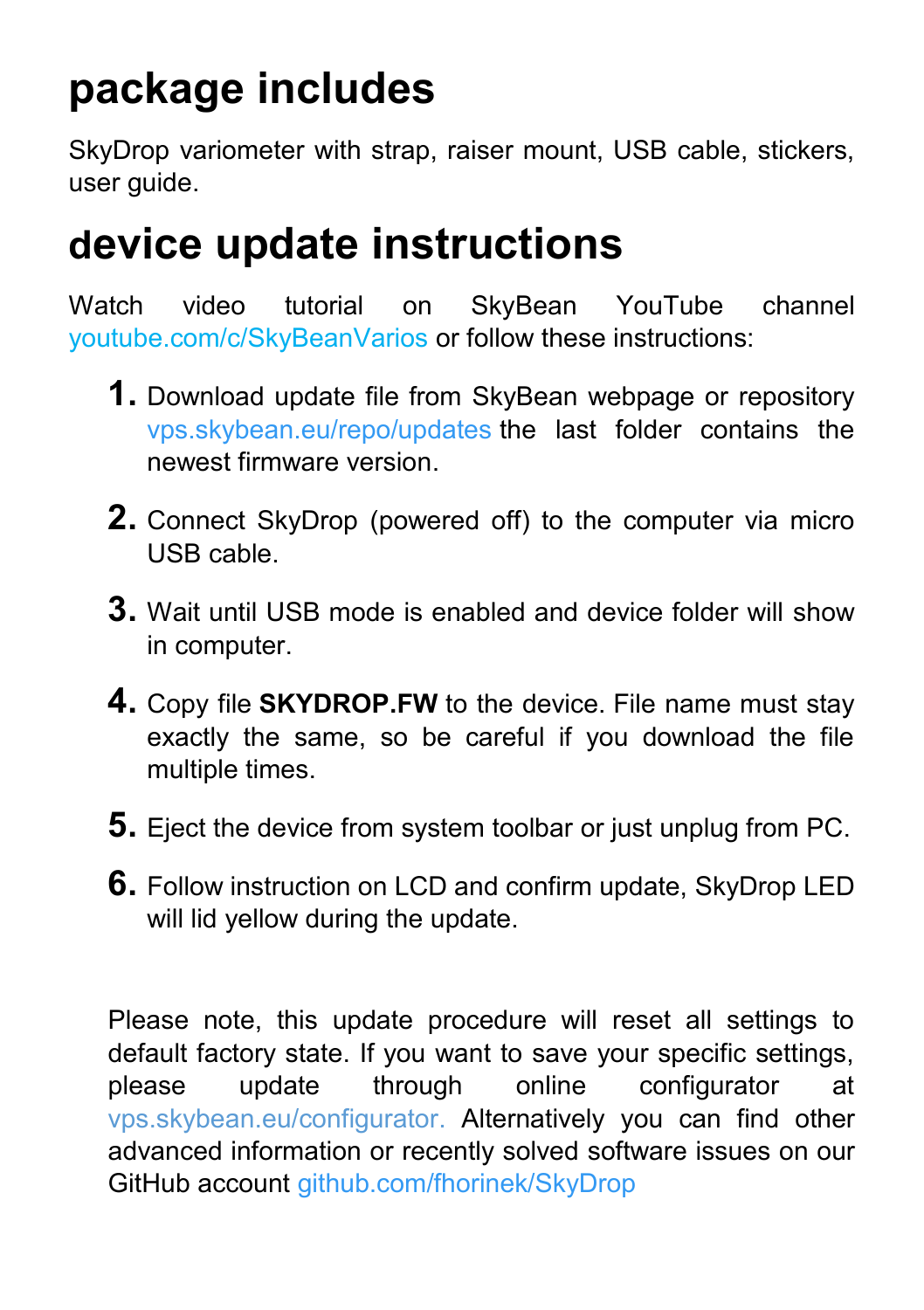# package includes

SkyDrop variometer with strap, raiser mount, USB cable, stickers, user guide.

# device update instructions

Watch video tutorial on SkyBean YouTube channel youtube.com/c/SkyBeanVarios or follow these instructions:

1. Download update file from SkyBean webpage or repository vps.skybean.eu/repo/updates the last folder contains the newest firmware version.
2. Connect SkyDrop (powered off) to the computer via micro USB cable.
3. Wait until USB mode is enabled and device folder will show in computer.
4. Copy file **SKYDROP.FW** to the device. File name must stay exactly the same, so be careful if you download the file multiple times.
5. Eject the device from system toolbar or just unplug from PC.
6. Follow instruction on LCD and confirm update, SkyDrop LED will lid yellow during the update.

Please note, this update procedure will reset all settings to default factory state. If you want to save your specific settings, please update through online configurator at vps.skybean.eu/configurator. Alternatively you can find other advanced information or recently solved software issues on our GitHub account github.com/fhorinek/SkyDrop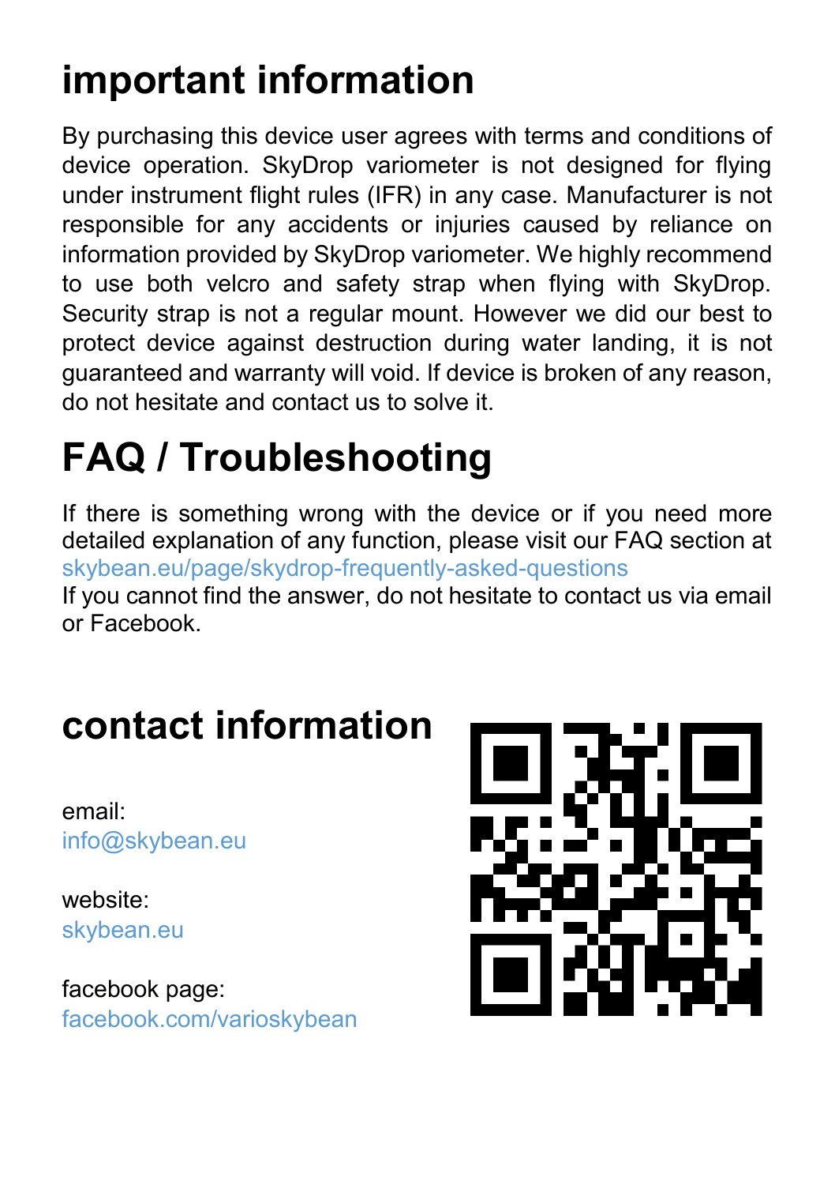# important information

By purchasing this device user agrees with terms and conditions of device operation. SkyDrop variometer is not designed for flying under instrument flight rules (IFR) in any case. Manufacturer is not responsible for any accidents or injuries caused by reliance on information provided by SkyDrop variometer. We highly recommend to use both velcro and safety strap when flying with SkyDrop. Security strap is not a regular mount. However we did our best to protect device against destruction during water landing, it is not guaranteed and warranty will void. If device is broken of any reason, do not hesitate and contact us to solve it.

# FAQ / Troubleshooting

If there is something wrong with the device or if you need more detailed explanation of any function, please visit our FAQ section at skybean.eu/page/skydrop-frequently-asked-questions
If you cannot find the answer, do not hesitate to contact us via email or Facebook.

# contact information

email:
info@skybean.eu

website:
skybean.eu

facebook page:
facebook.com/varioskybean